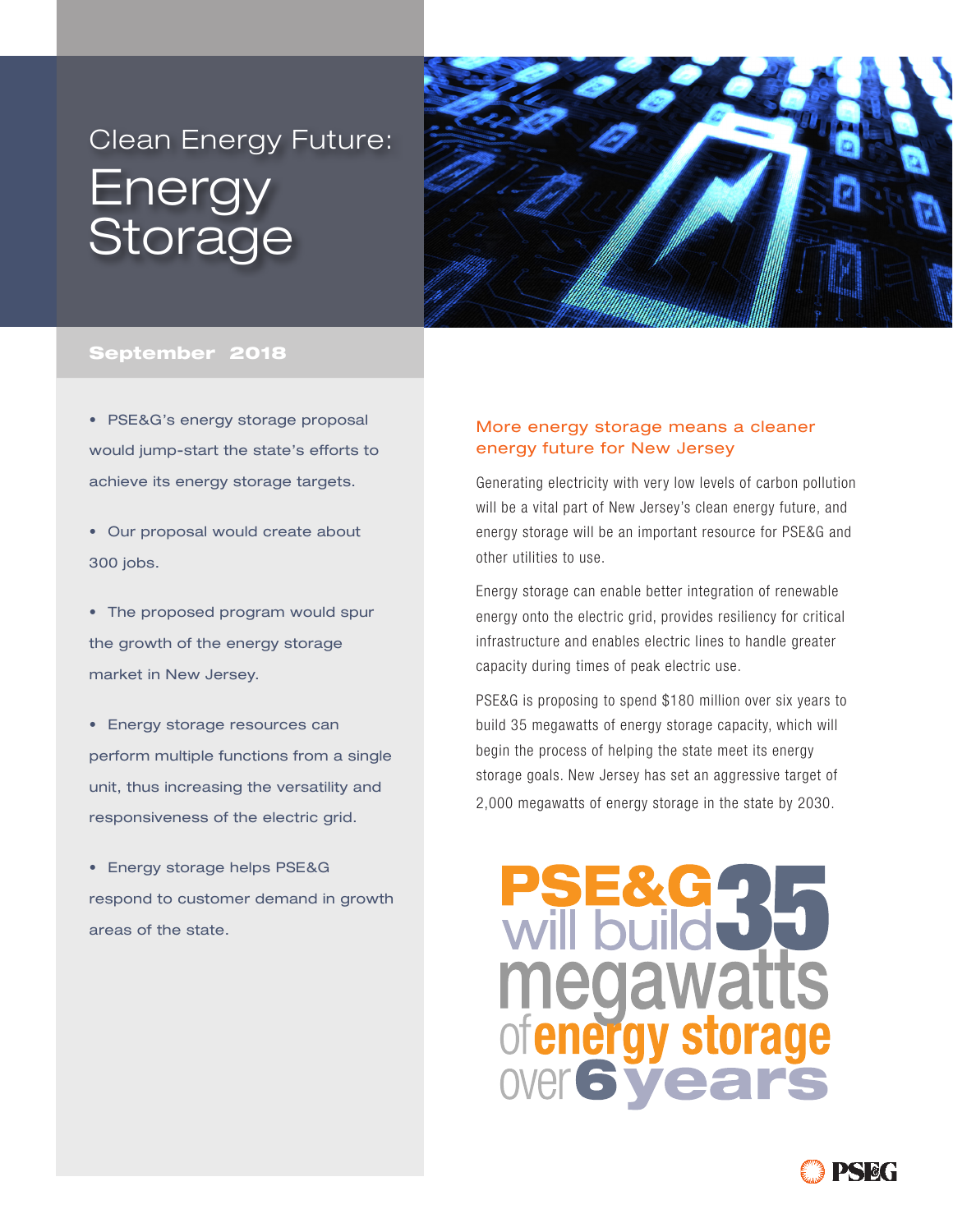# Clean Energy Future: Energy Storage

**September 2018**

- PSE&G's energy storage proposal would jump-start the state's efforts to achieve its energy storage targets.
- Our proposal would create about 300 jobs.
- The proposed program would spur the growth of the energy storage market in New Jersey.
- Energy storage resources can perform multiple functions from a single unit, thus increasing the versatility and responsiveness of the electric grid.
- Energy storage helps PSE&G respond to customer demand in growth areas of the state.

## More energy storage means a cleaner energy future for New Jersey

Generating electricity with very low levels of carbon pollution will be a vital part of New Jersey's clean energy future, and energy storage will be an important resource for PSE&G and other utilities to use.

Energy storage can enable better integration of renewable energy onto the electric grid, provides resiliency for critical infrastructure and enables electric lines to handle greater capacity during times of peak electric use.

PSE&G is proposing to spend $180 million over six years to build 35 megawatts of energy storage capacity, which will begin the process of helping the state meet its energy storage goals. New Jersey has set an aggressive target of 2,000 megawatts of energy storage in the state by 2030.

**PSE&G will build 35 megawatts of energy storage over 6 years**

PSEG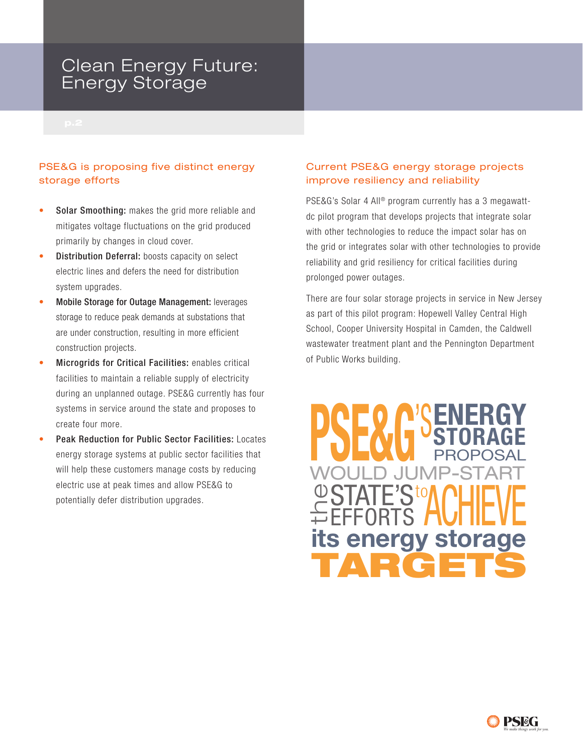# Clean Energy Future: Energy Storage

## PSE&G is proposing five distinct energy storage efforts

- **Solar Smoothing:** makes the grid more reliable and mitigates voltage fluctuations on the grid produced primarily by changes in cloud cover.
- **Distribution Deferral:** boosts capacity on select electric lines and defers the need for distribution system upgrades.
- **Mobile Storage for Outage Management:** leverages storage to reduce peak demands at substations that are under construction, resulting in more efficient construction projects.
- **Microgrids for Critical Facilities:** enables critical facilities to maintain a reliable supply of electricity during an unplanned outage. PSE&G currently has four systems in service around the state and proposes to create four more.
- **Peak Reduction for Public Sector Facilities:** Locates energy storage systems at public sector facilities that will help these customers manage costs by reducing electric use at peak times and allow PSE&G to potentially defer distribution upgrades.

## Current PSE&G energy storage projects improve resiliency and reliability

PSE&G's Solar 4 All® program currently has a 3 megawatt-dc pilot program that develops projects that integrate solar with other technologies to reduce the impact solar has on the grid or integrates solar with other technologies to provide reliability and grid resiliency for critical facilities during prolonged power outages.

There are four solar storage projects in service in New Jersey as part of this pilot program: Hopewell Valley Central High School, Cooper University Hospital in Camden, the Caldwell wastewater treatment plant and the Pennington Department of Public Works building.

PSE&G'S ENERGY STORAGE PROPOSAL WOULD JUMP-START the STATE'S EFFORTS to ACHIEVE its energy storage TARGETS